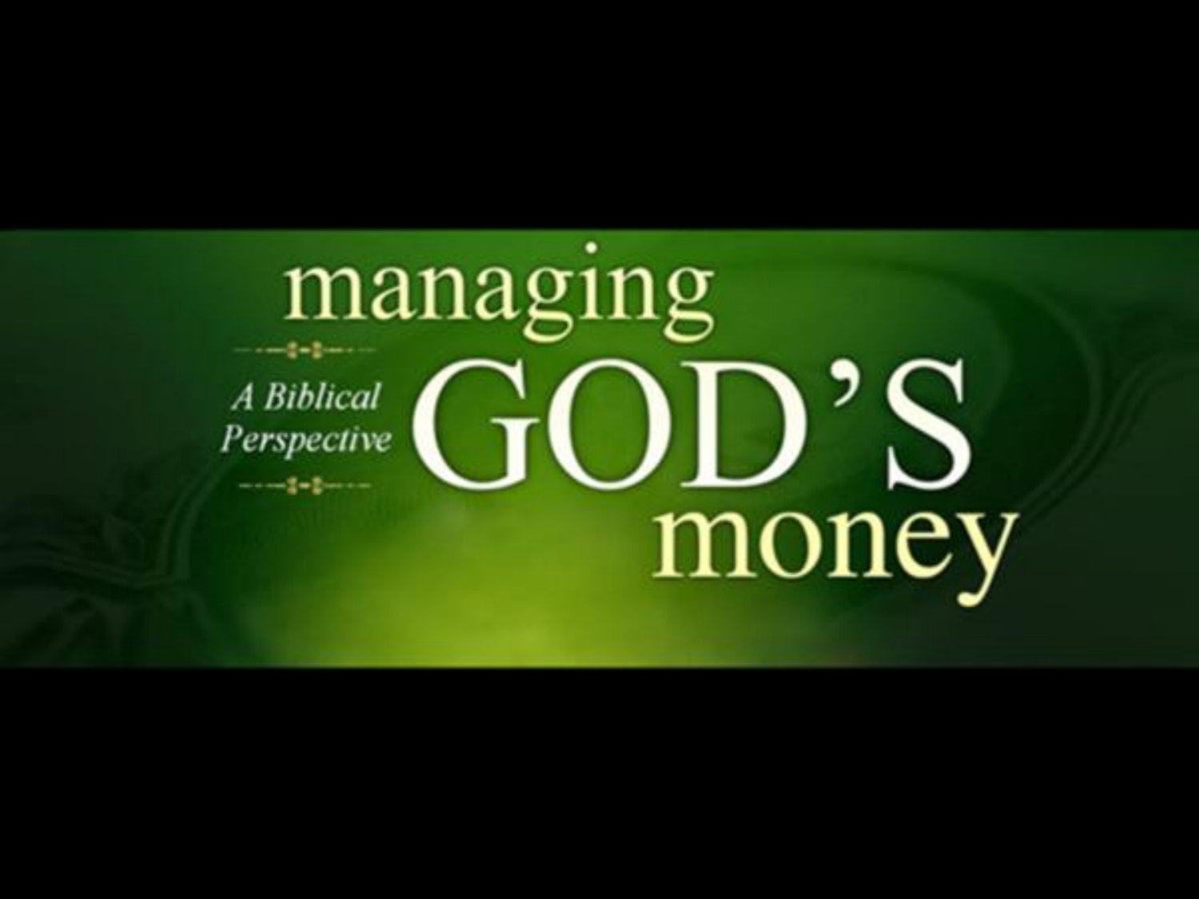# managing GOD'S money

*A Biblical Perspective*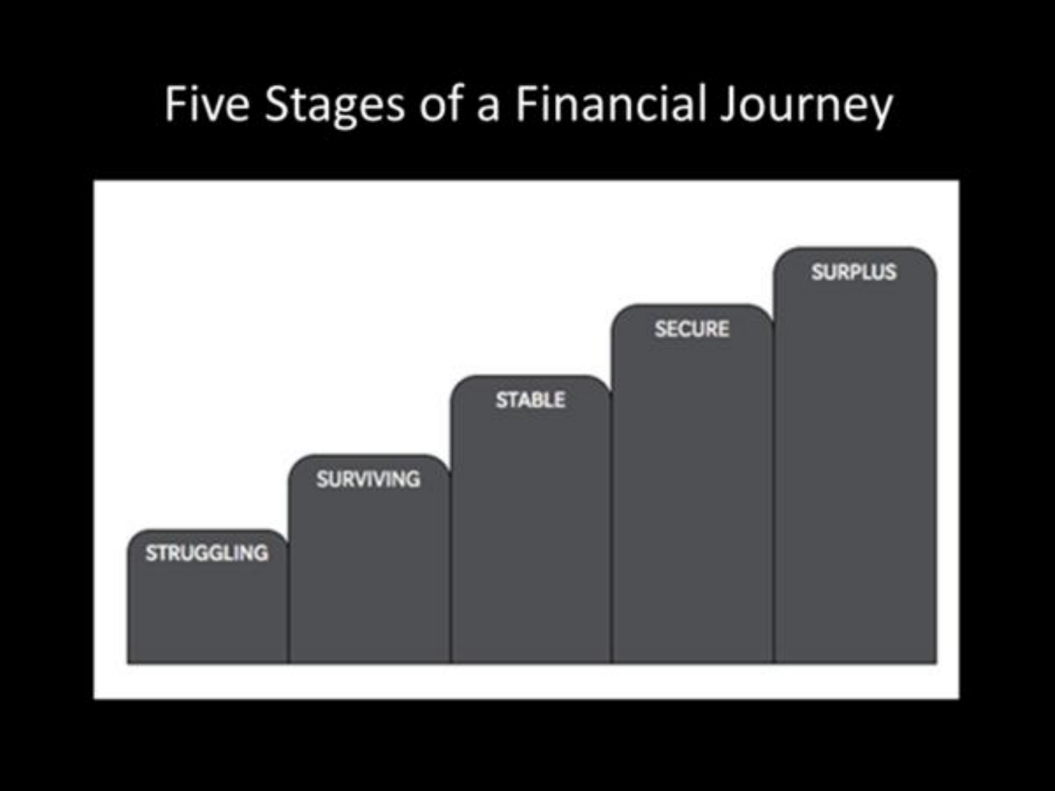# Five Stages of a Financial Journey

STRUGGLING

SURVIVING

STABLE

SECURE

SURPLUS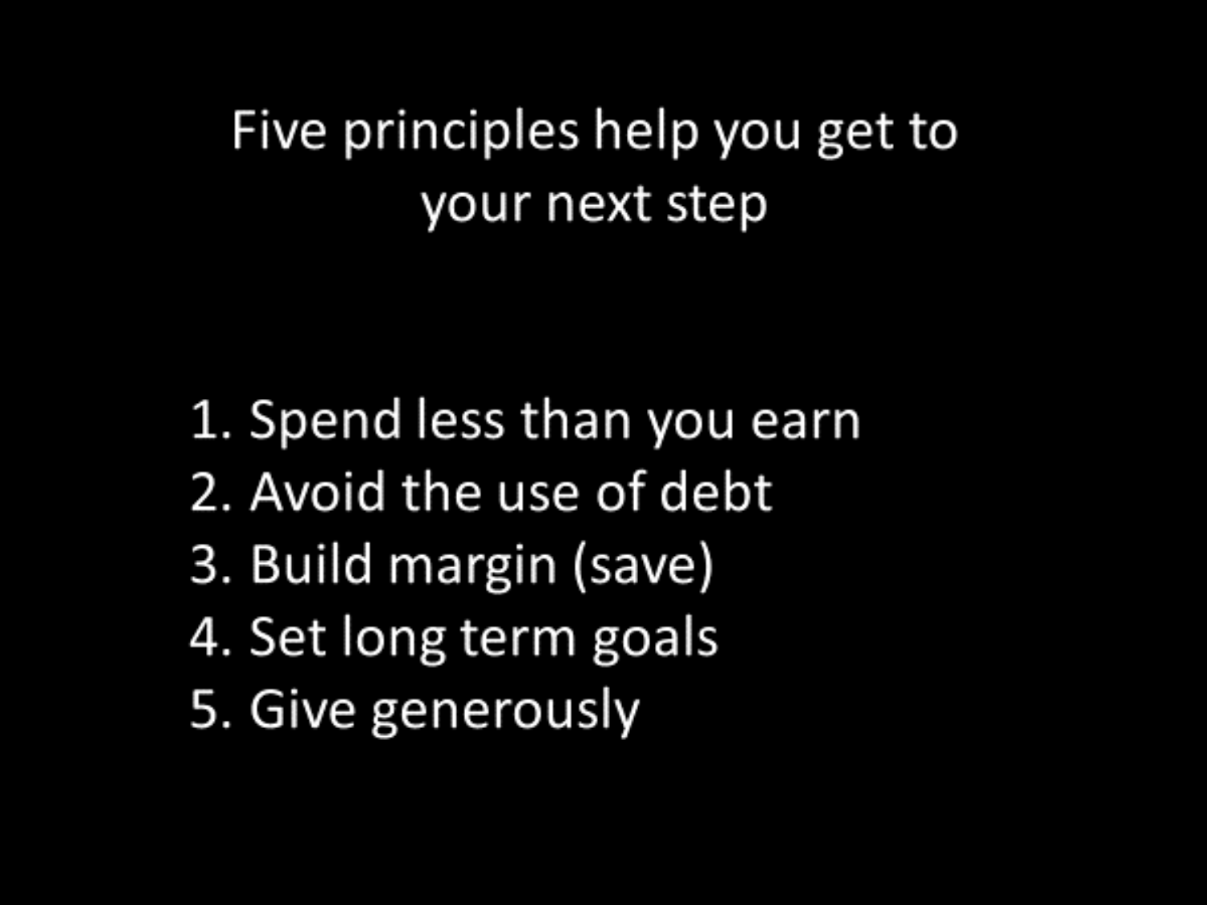# Five principles help you get to your next step

1. Spend less than you earn
2. Avoid the use of debt
3. Build margin (save)
4. Set long term goals
5. Give generously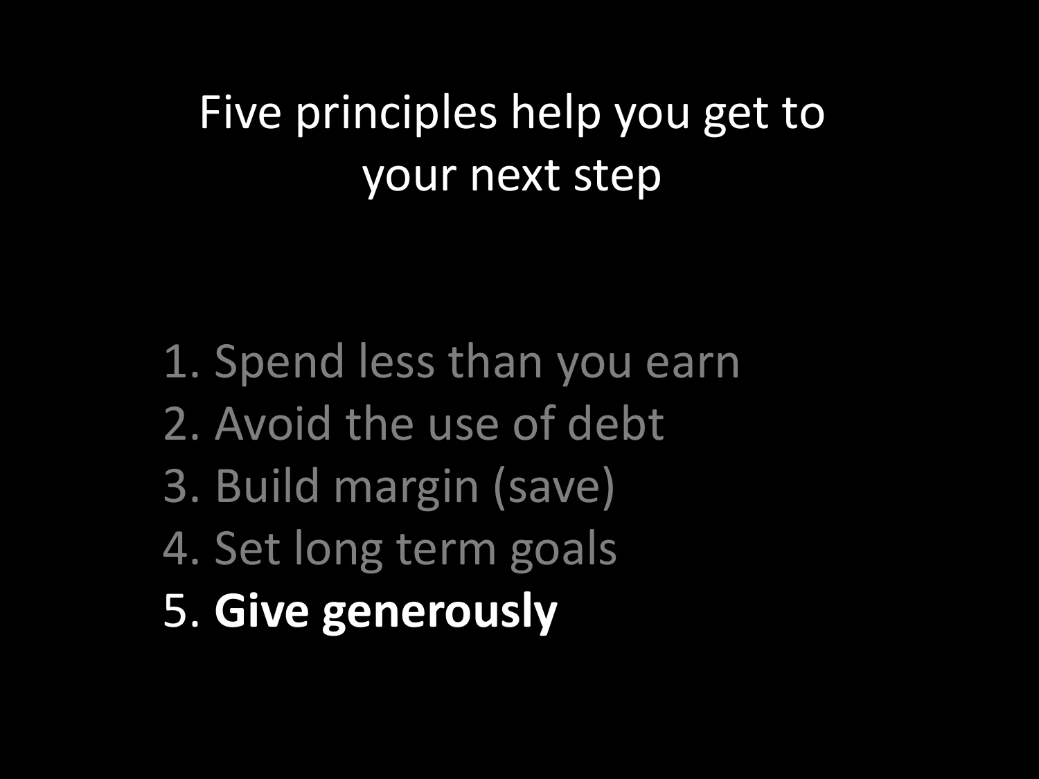# Five principles help you get to your next step

1. Spend less than you earn
2. Avoid the use of debt
3. Build margin (save)
4. Set long term goals
5. **Give generously**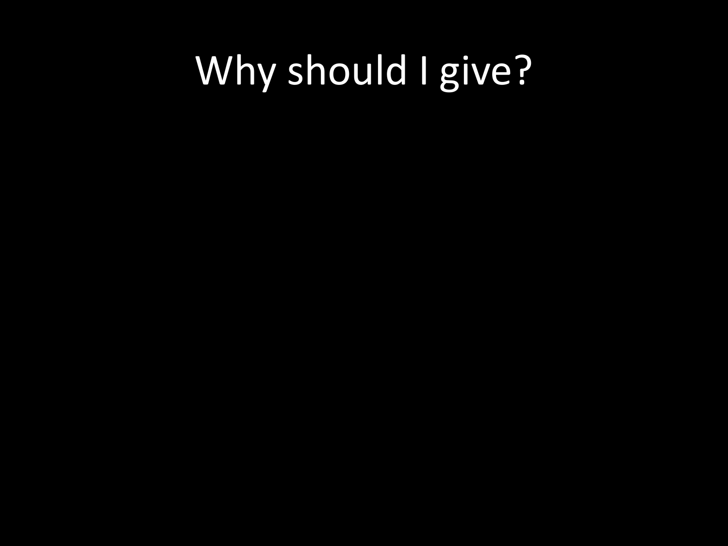# Why should I give?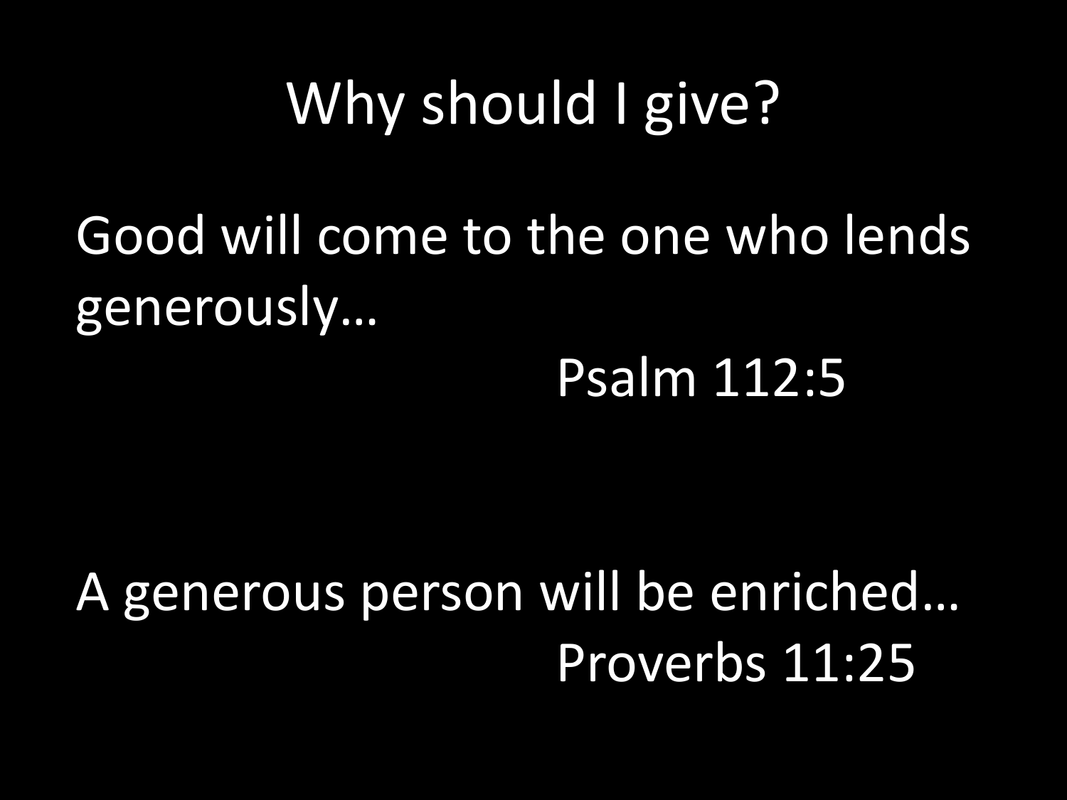# Why should I give?

Good will come to the one who lends generously…

Psalm 112:5

A generous person will be enriched…

Proverbs 11:25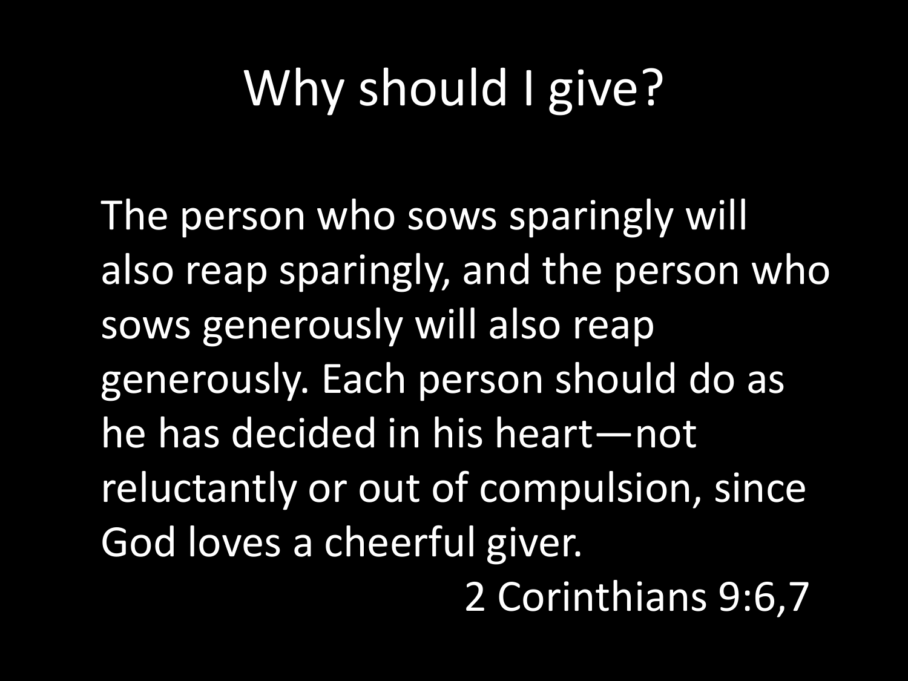# Why should I give?

The person who sows sparingly will also reap sparingly, and the person who sows generously will also reap generously. Each person should do as he has decided in his heart—not reluctantly or out of compulsion, since God loves a cheerful giver.

2 Corinthians 9:6,7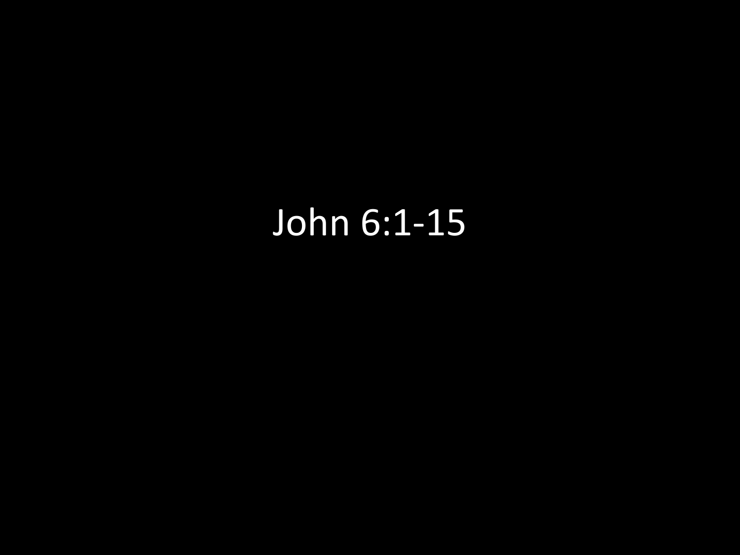John 6:1-15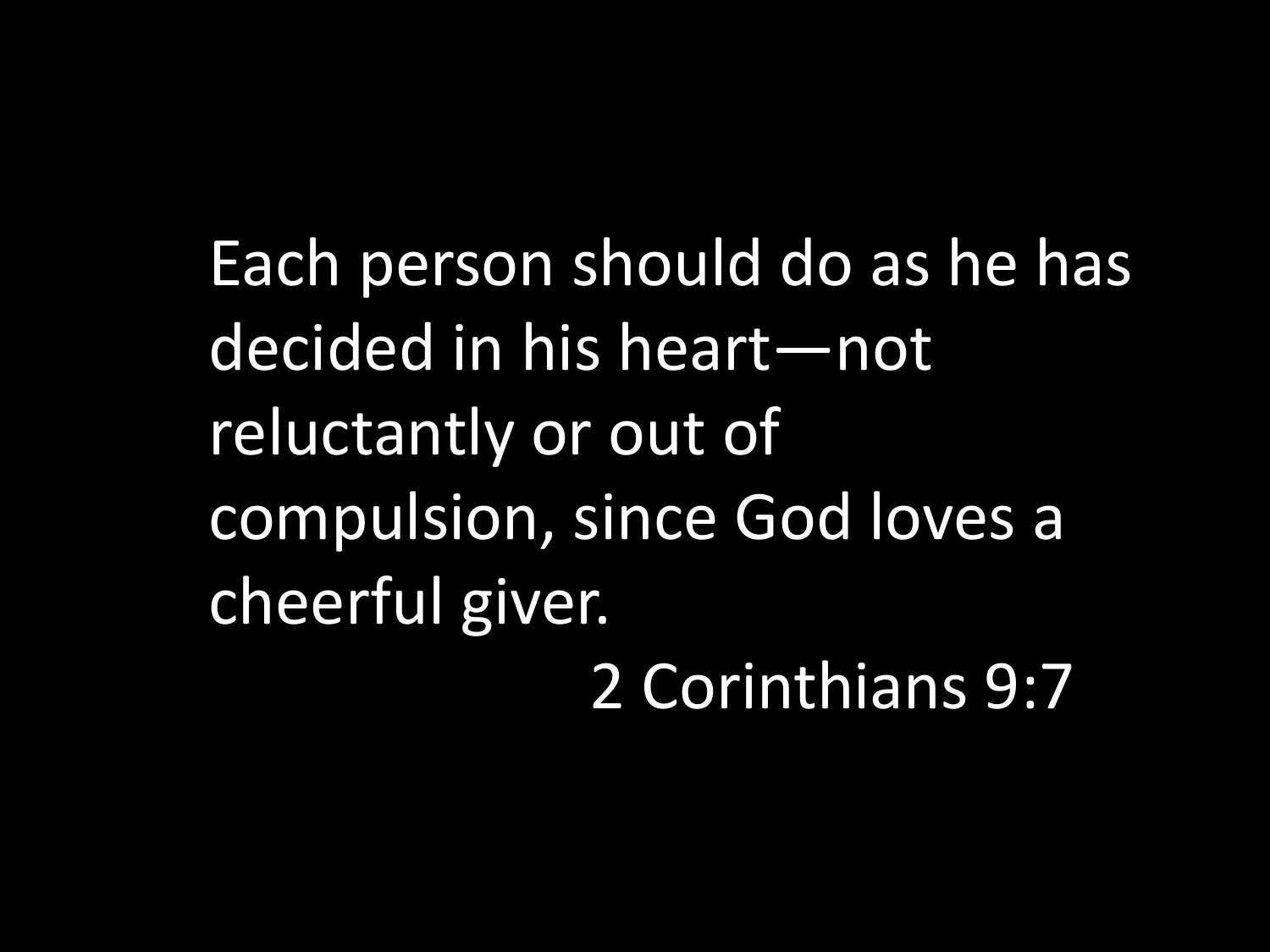Each person should do as he has decided in his heart—not reluctantly or out of compulsion, since God loves a cheerful giver.

2 Corinthians 9:7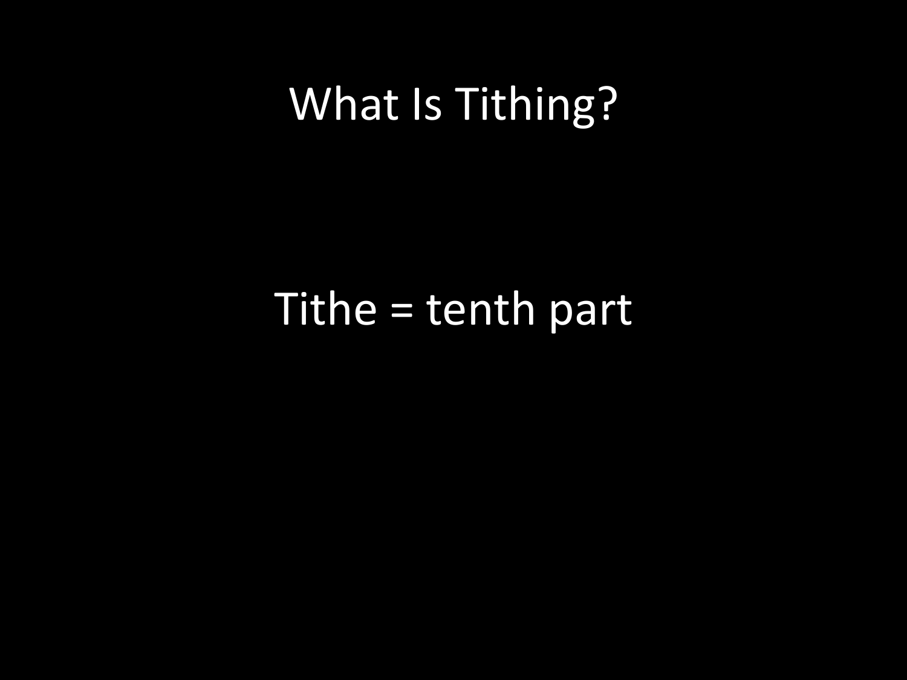# What Is Tithing?

Tithe = tenth part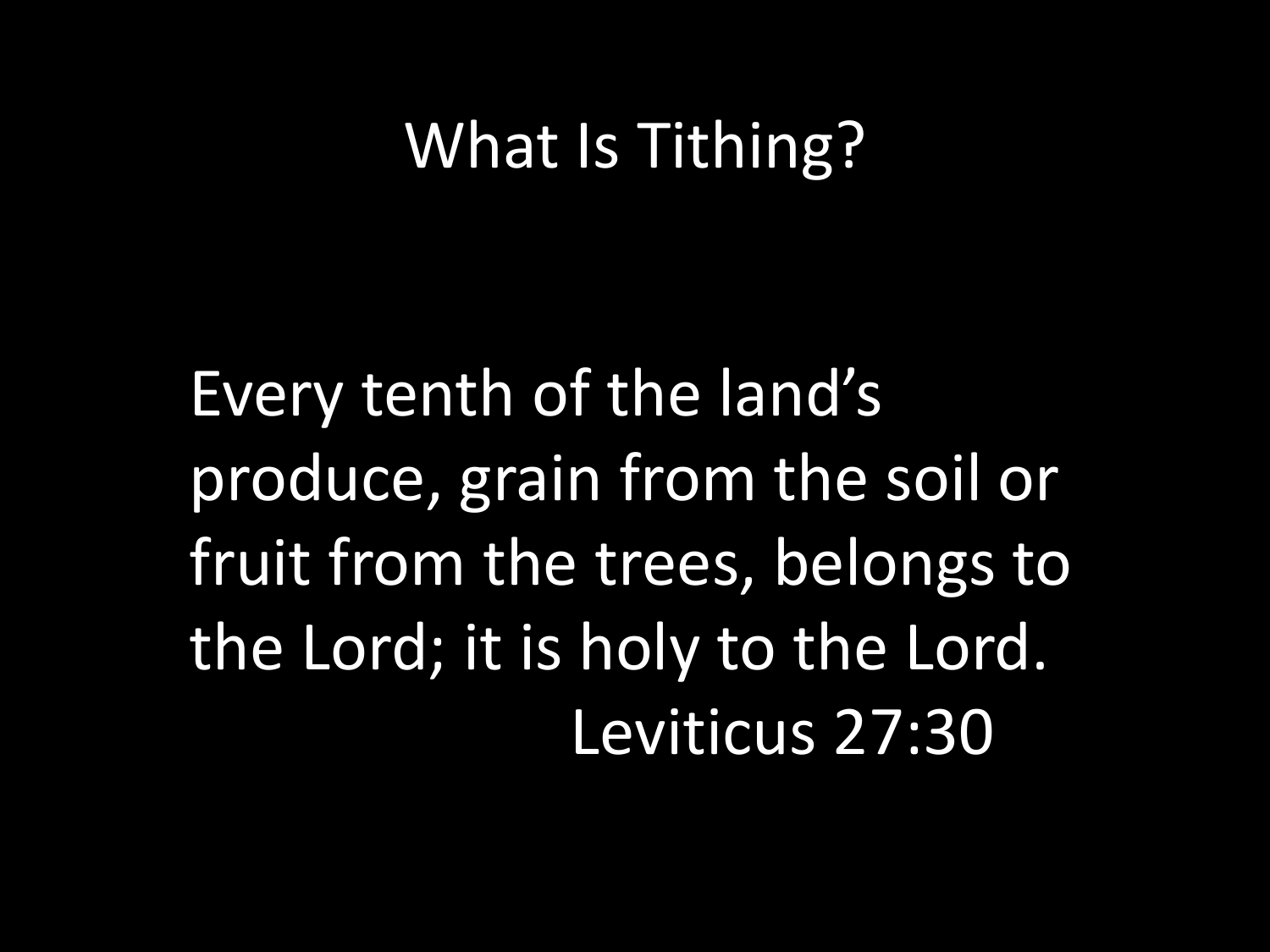# What Is Tithing?

Every tenth of the land's produce, grain from the soil or fruit from the trees, belongs to the Lord; it is holy to the Lord.

Leviticus 27:30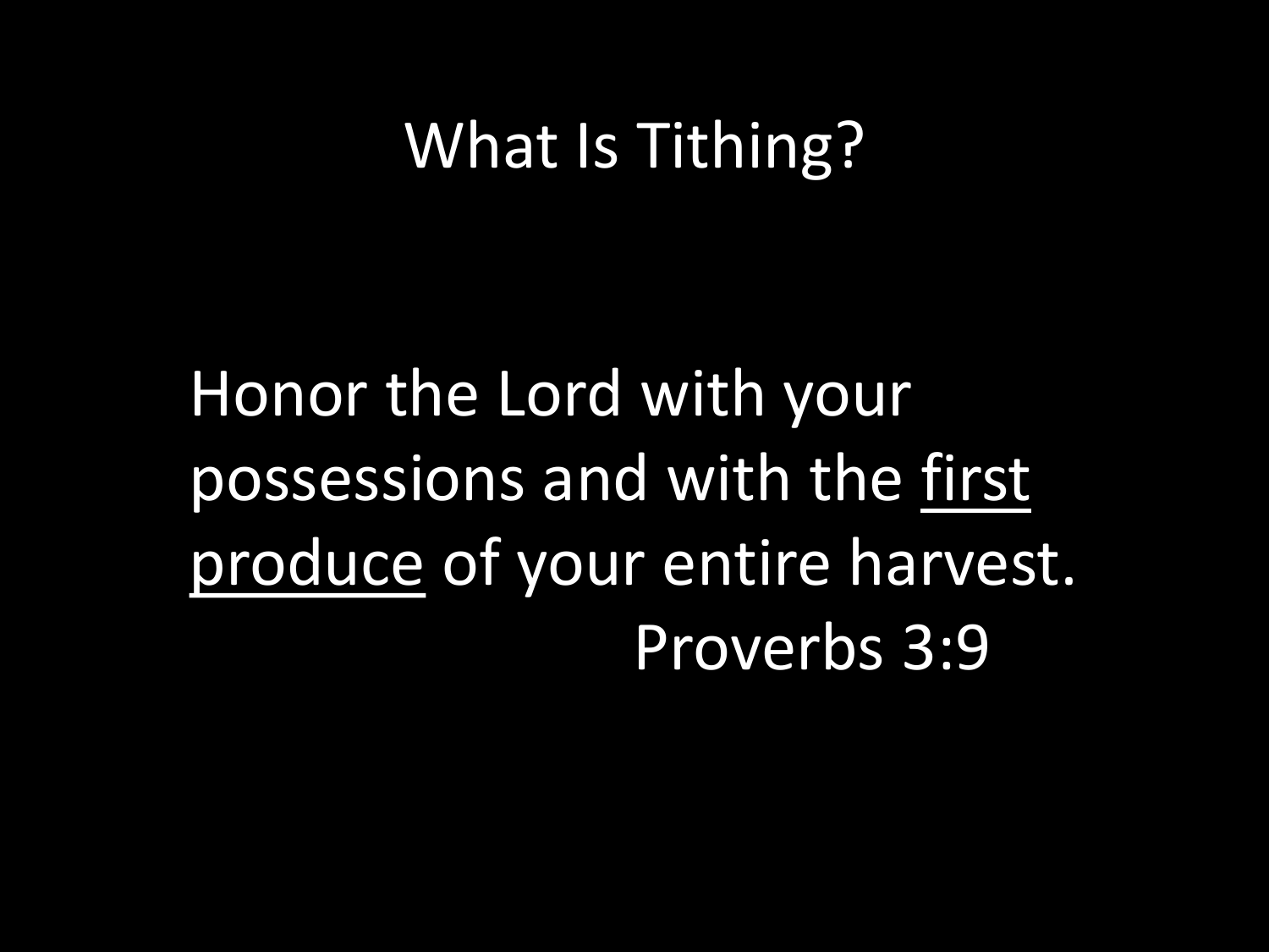# What Is Tithing?

Honor the Lord with your possessions and with the <u>first produce</u> of your entire harvest.

Proverbs 3:9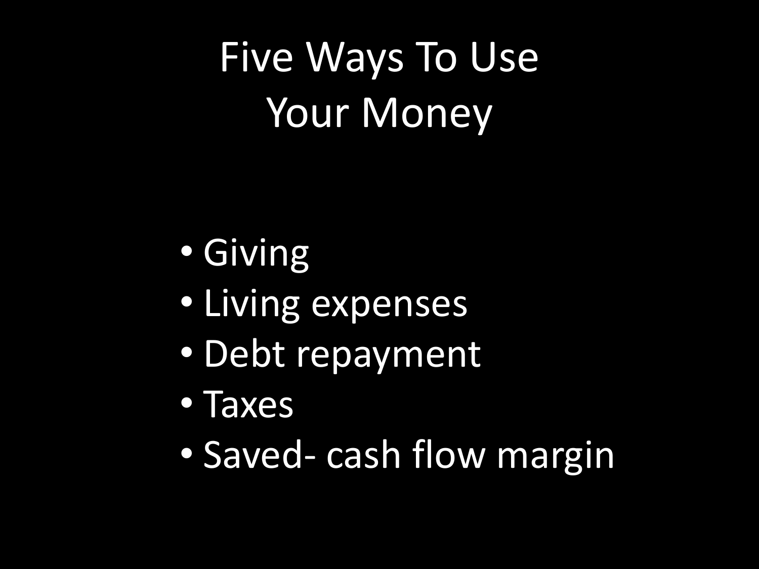# Five Ways To Use Your Money

- Giving
- Living expenses
- Debt repayment
- Taxes
- Saved- cash flow margin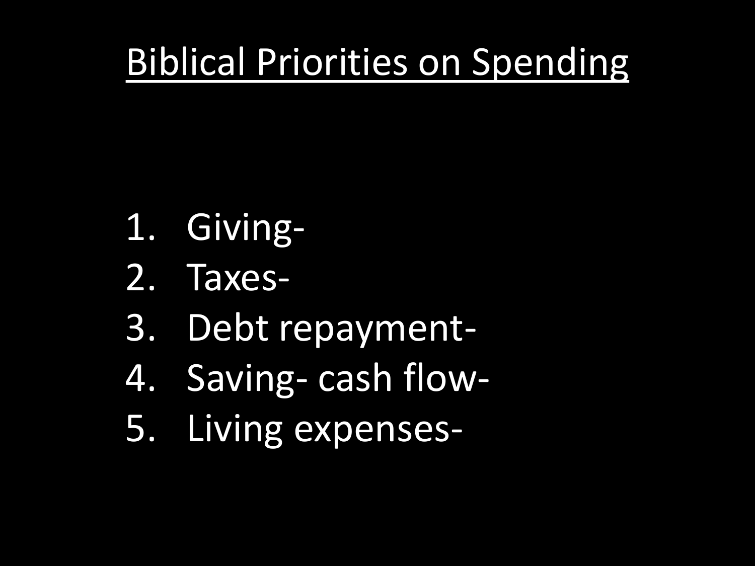# Biblical Priorities on Spending

1. Giving-
2. Taxes-
3. Debt repayment-
4. Saving- cash flow-
5. Living expenses-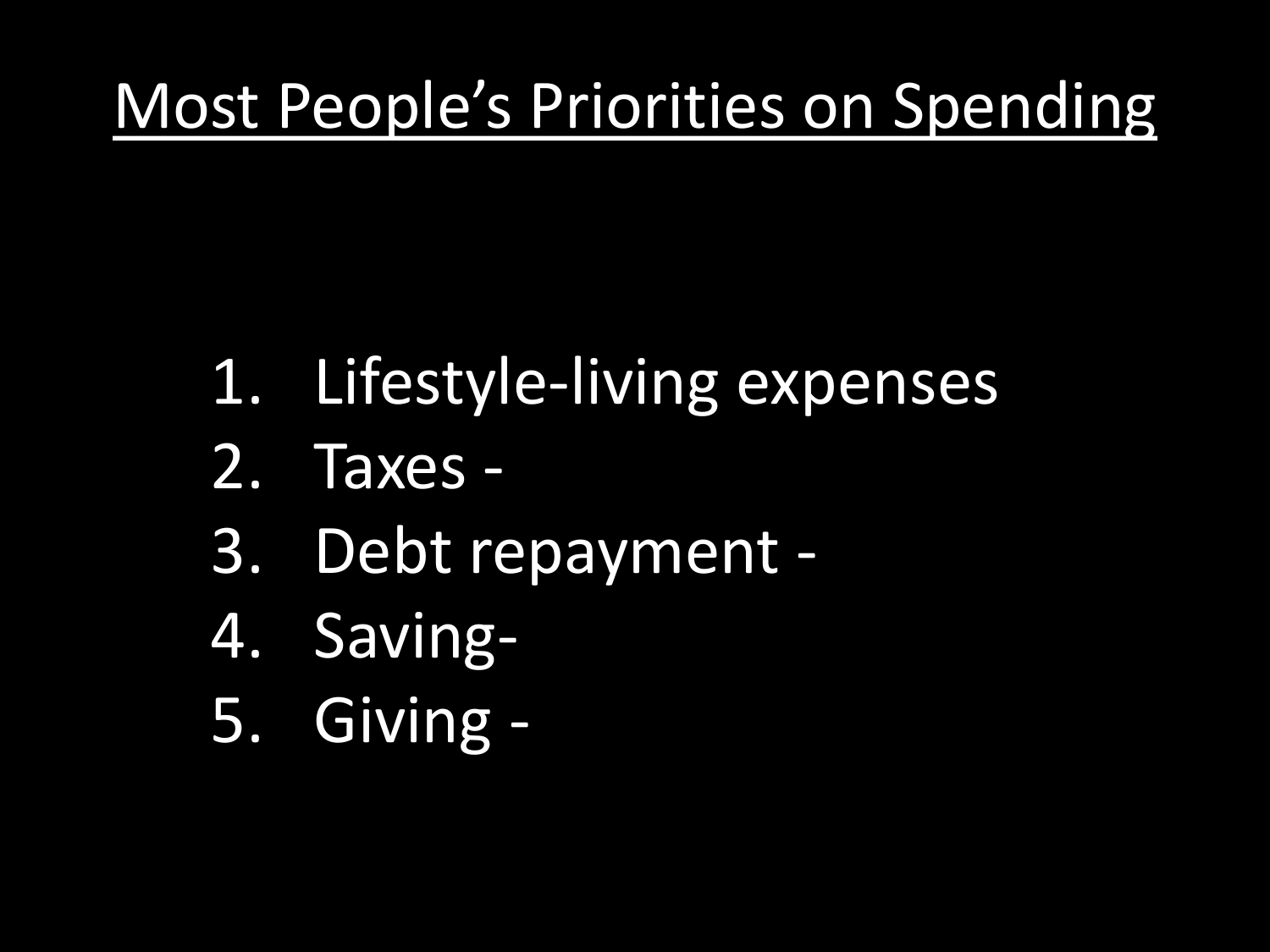# Most People's Priorities on Spending

1. Lifestyle-living expenses
2. Taxes -
3. Debt repayment -
4. Saving-
5. Giving -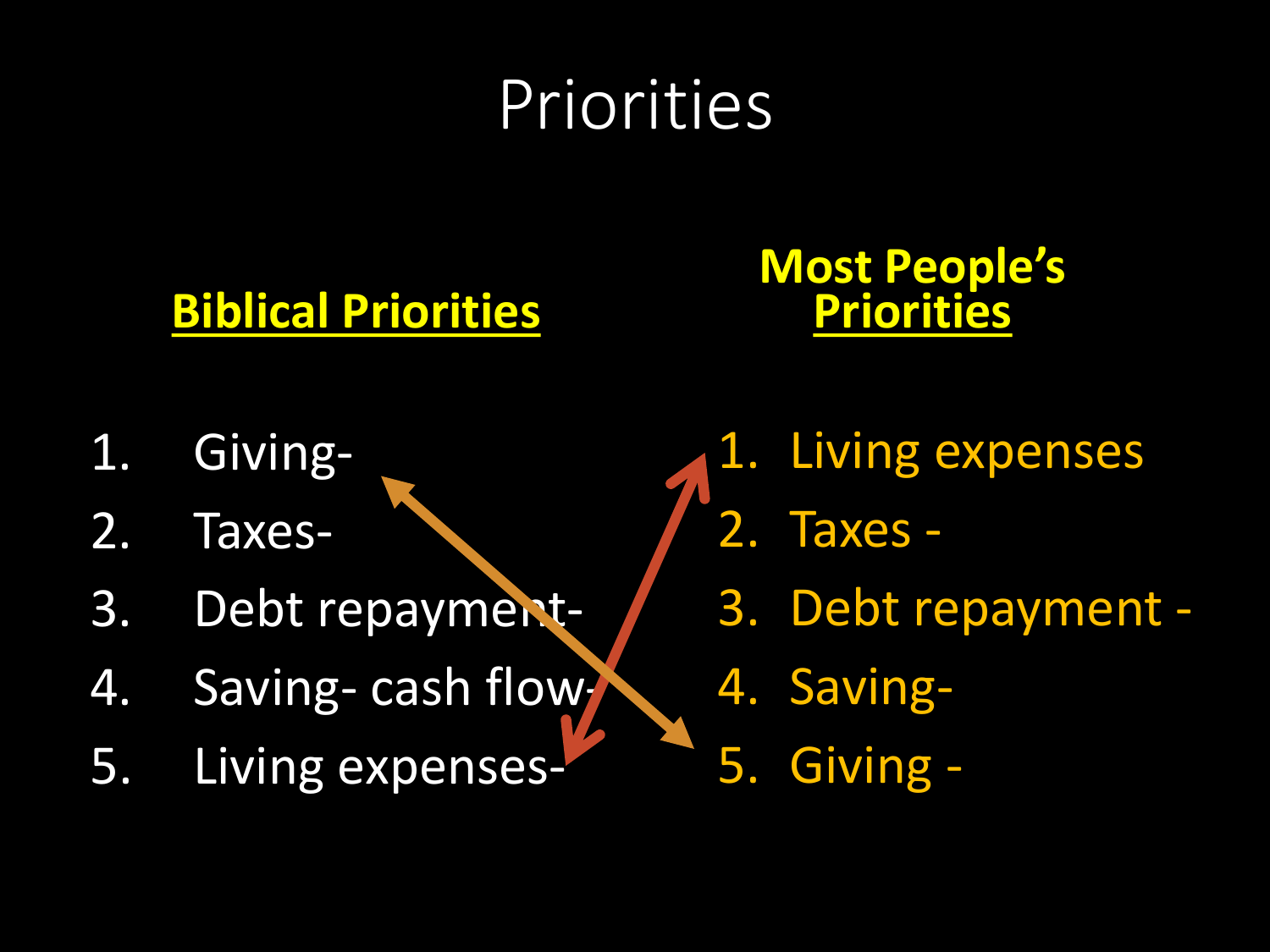# Priorities

**Biblical Priorities**

1. Giving-
2. Taxes-
3. Debt repayment-
4. Saving- cash flow-
5. Living expenses-

**Most People's Priorities**

1. Living expenses
2. Taxes -
3. Debt repayment -
4. Saving-
5. Giving -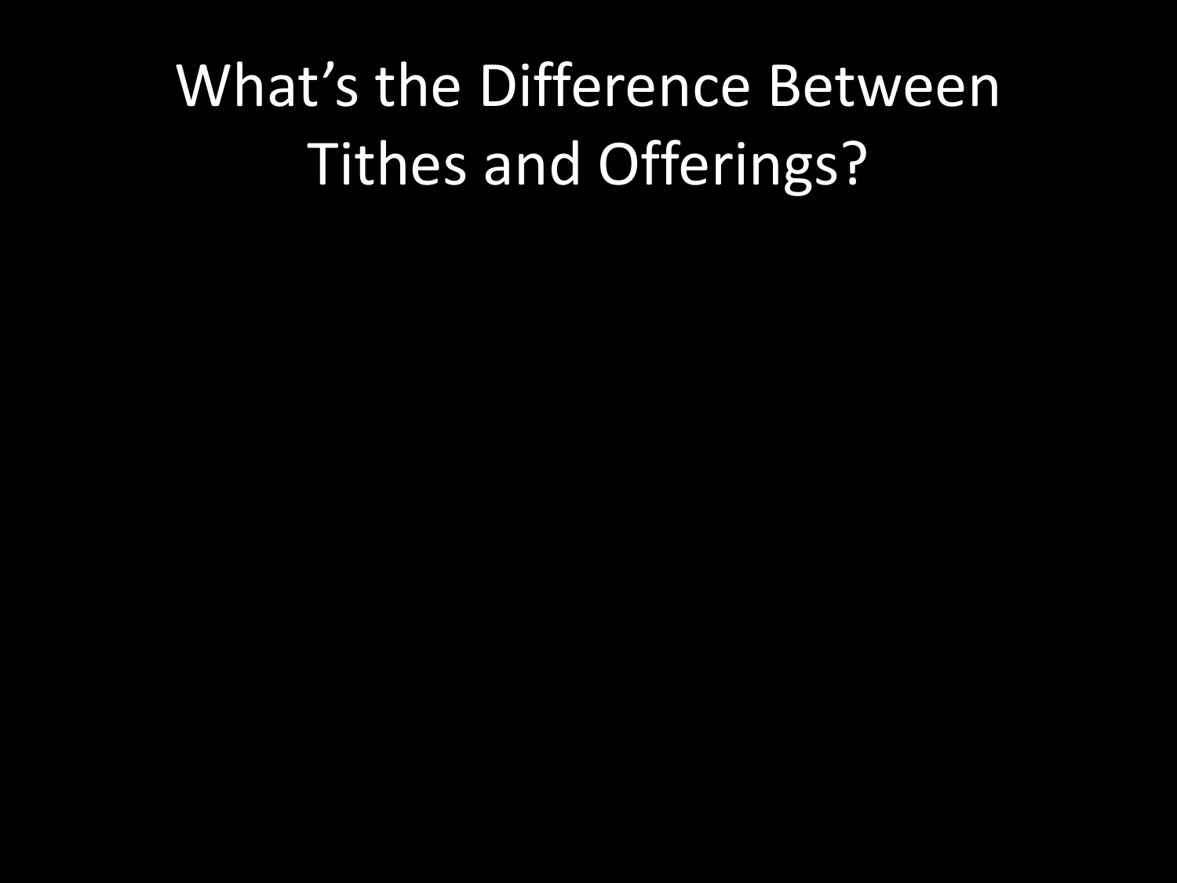# What's the Difference Between Tithes and Offerings?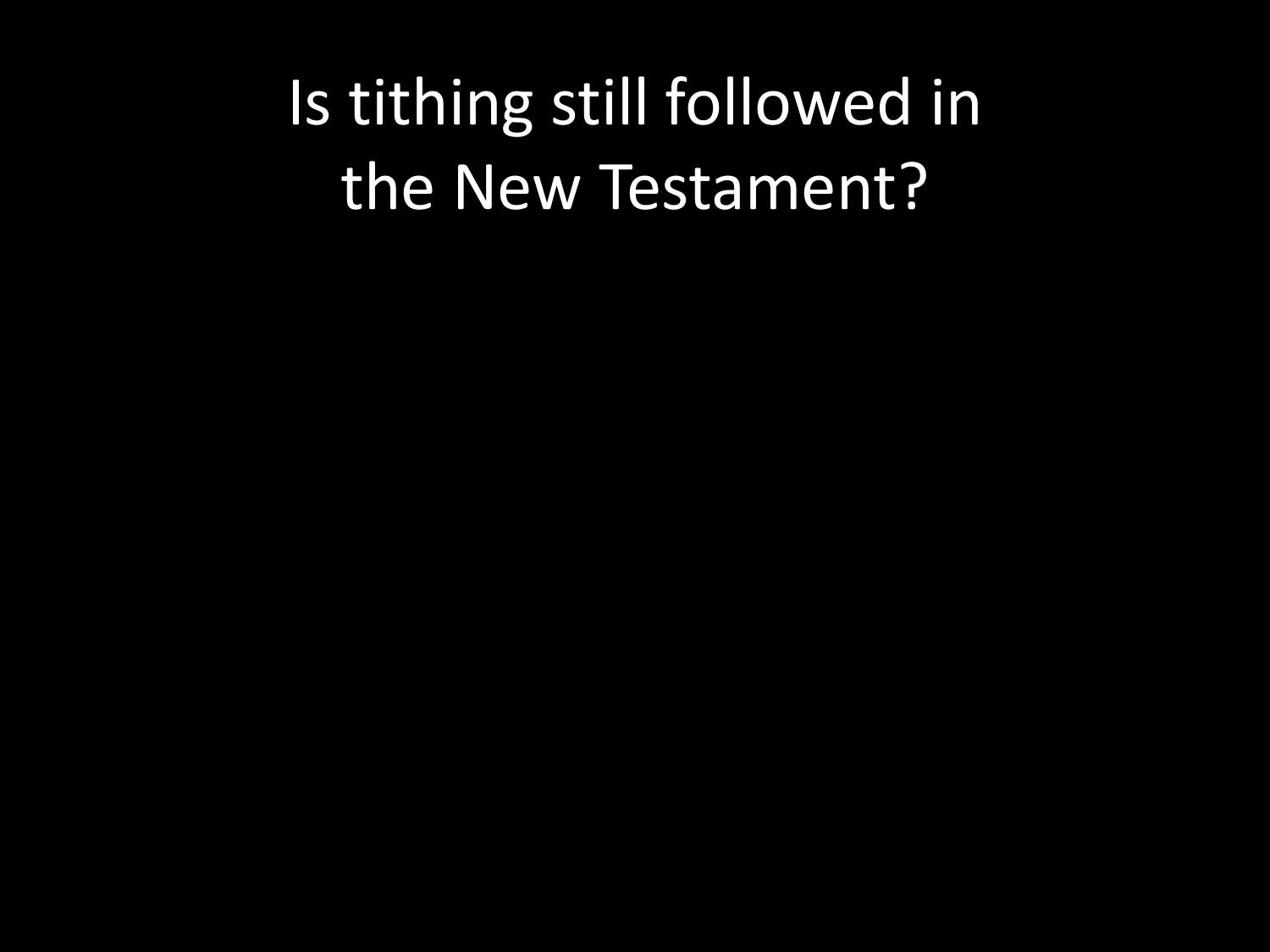# Is tithing still followed in the New Testament?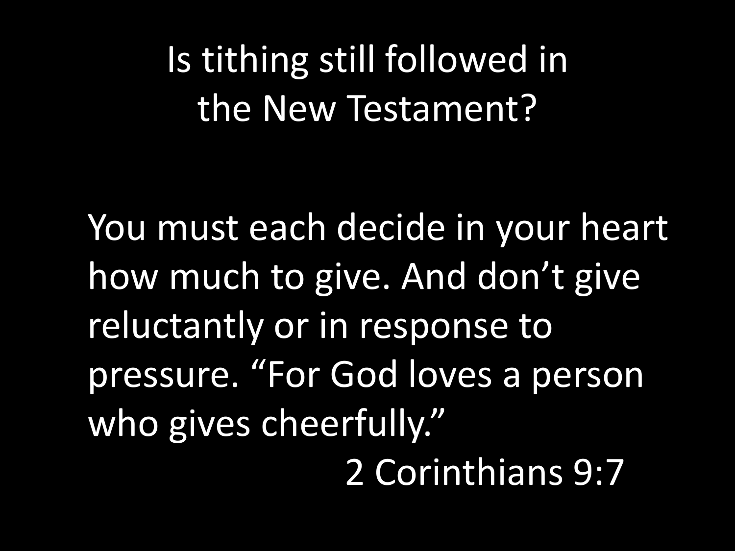# Is tithing still followed in the New Testament?

You must each decide in your heart how much to give. And don’t give reluctantly or in response to pressure. “For God loves a person who gives cheerfully.”

2 Corinthians 9:7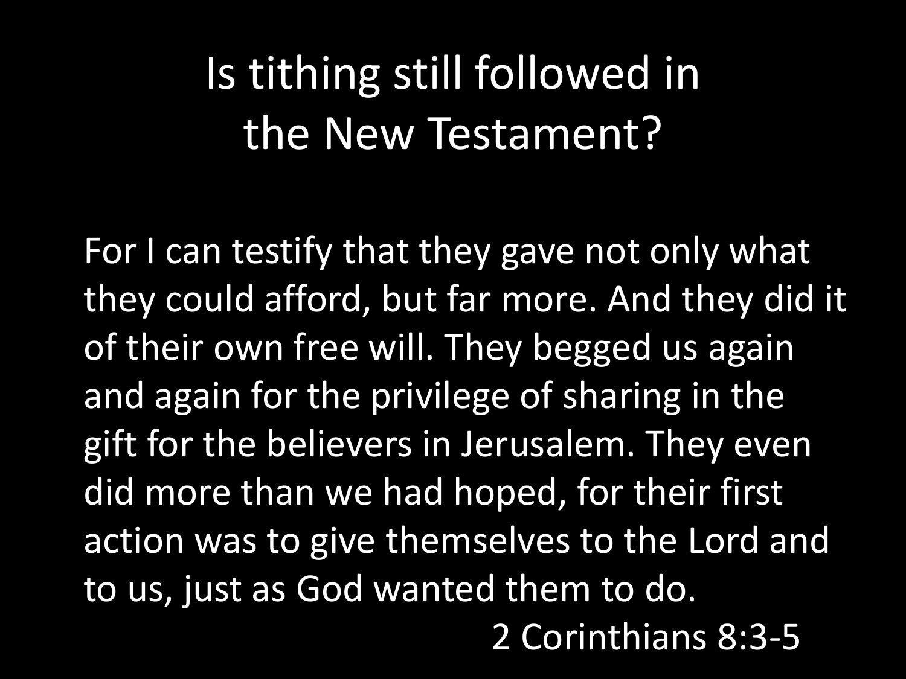# Is tithing still followed in the New Testament?

For I can testify that they gave not only what they could afford, but far more. And they did it of their own free will. They begged us again and again for the privilege of sharing in the gift for the believers in Jerusalem. They even did more than we had hoped, for their first action was to give themselves to the Lord and to us, just as God wanted them to do.

2 Corinthians 8:3-5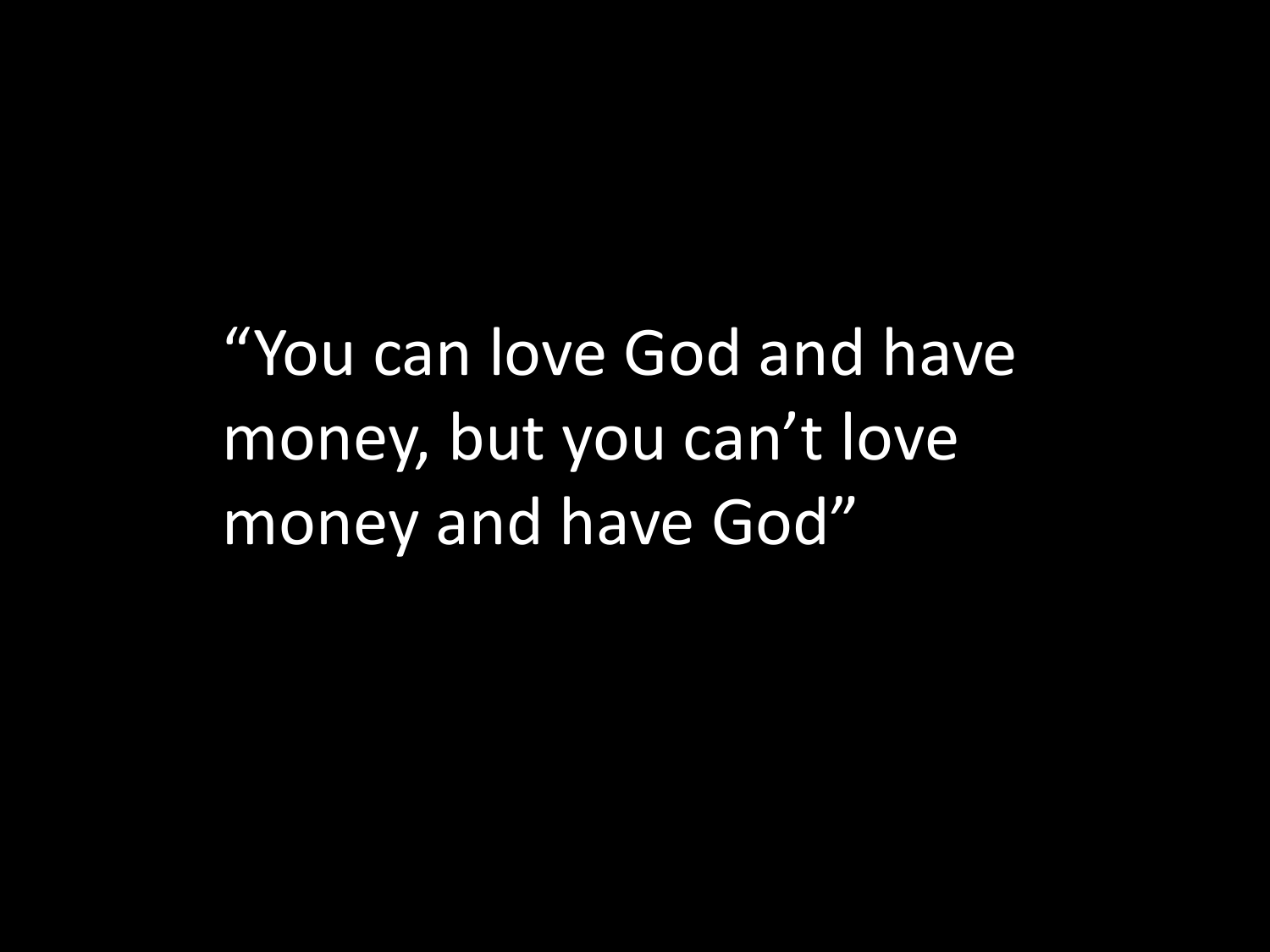“You can love God and have money, but you can’t love money and have God”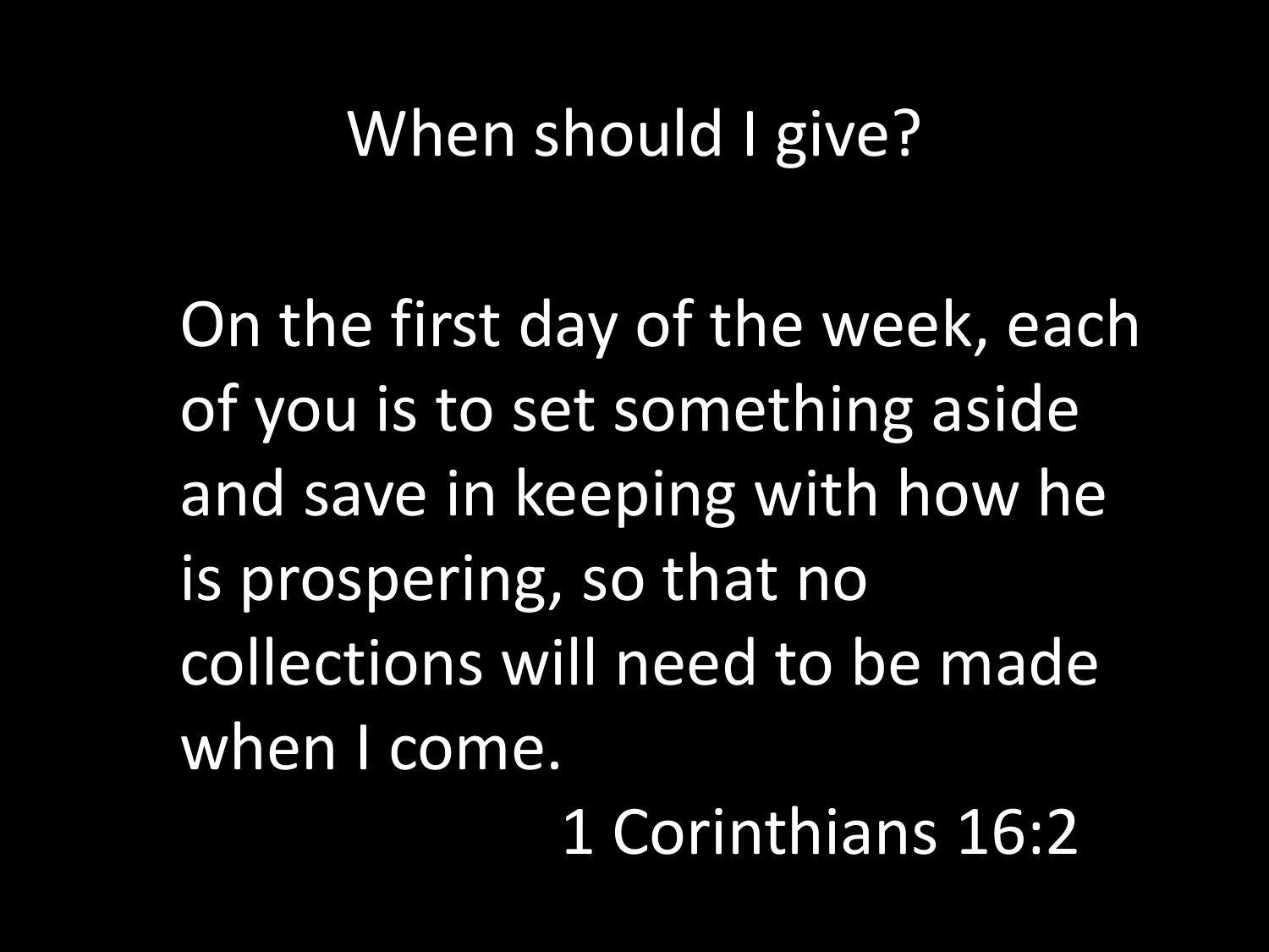# When should I give?

On the first day of the week, each of you is to set something aside and save in keeping with how he is prospering, so that no collections will need to be made when I come.

1 Corinthians 16:2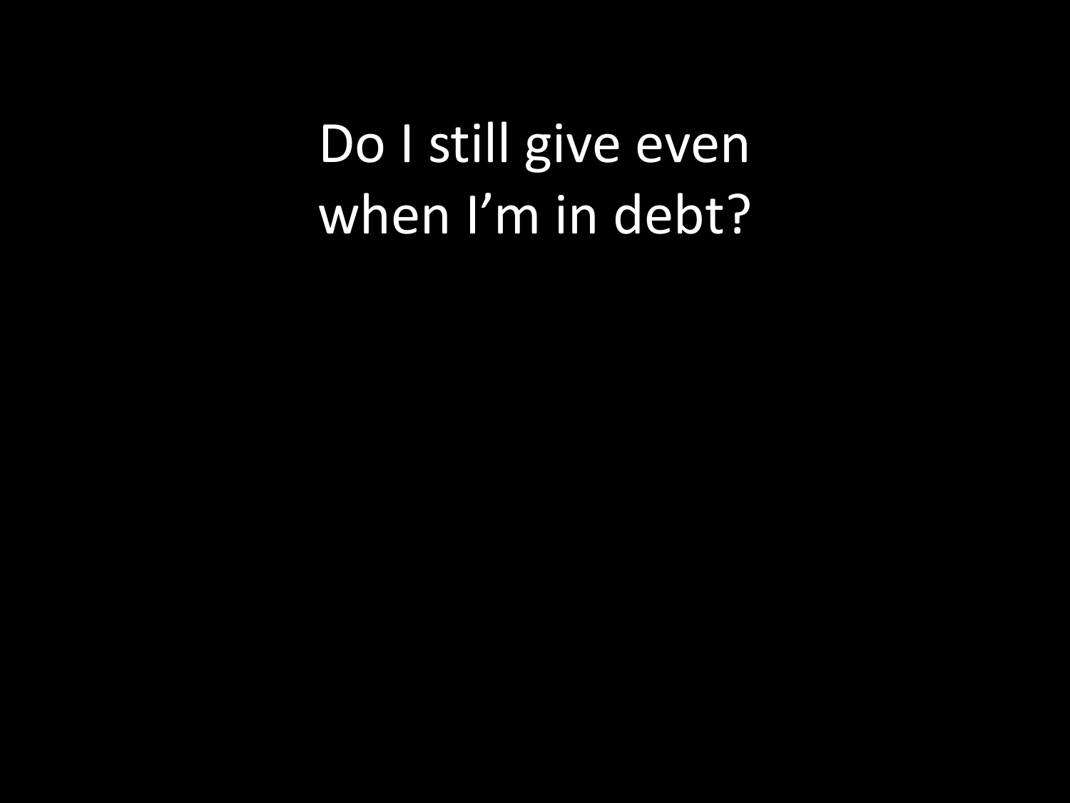Do I still give even when I’m in debt?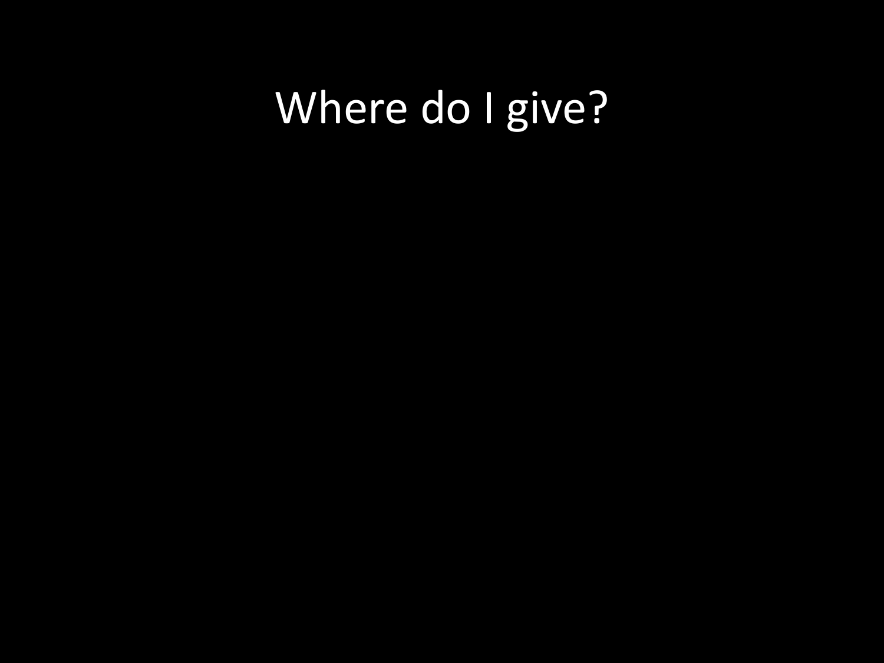# Where do I give?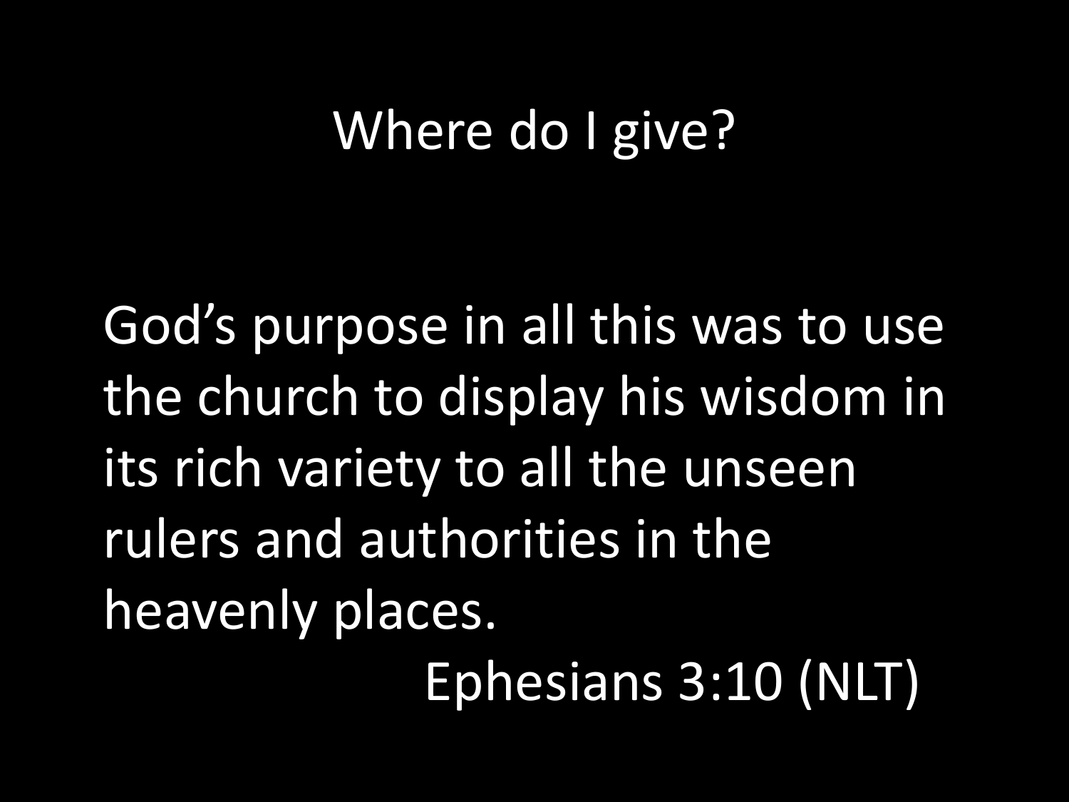# Where do I give?

God's purpose in all this was to use the church to display his wisdom in its rich variety to all the unseen rulers and authorities in the heavenly places.

Ephesians 3:10 (NLT)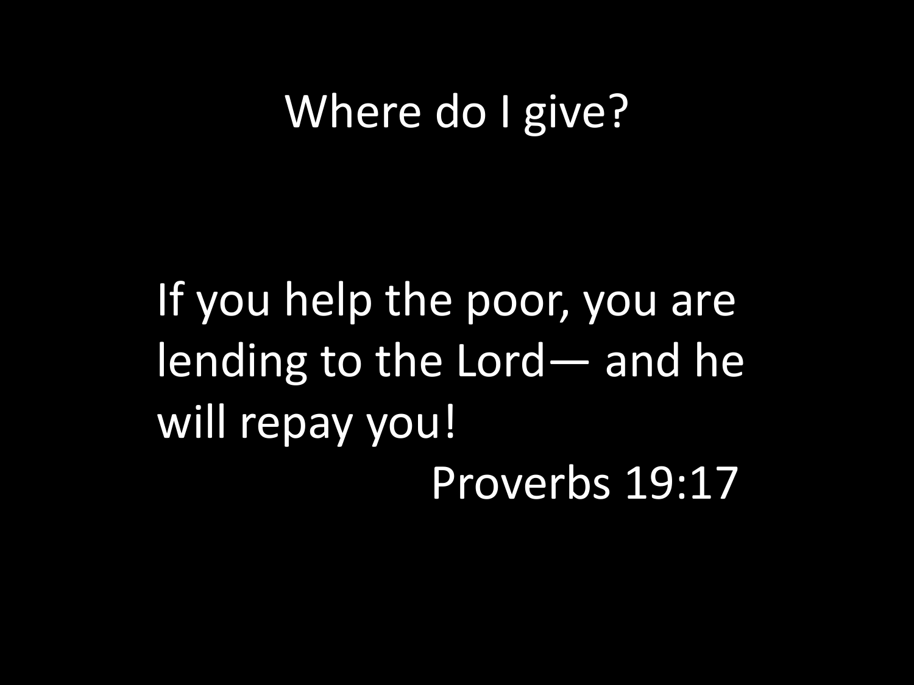# Where do I give?

If you help the poor, you are lending to the Lord— and he will repay you!

Proverbs 19:17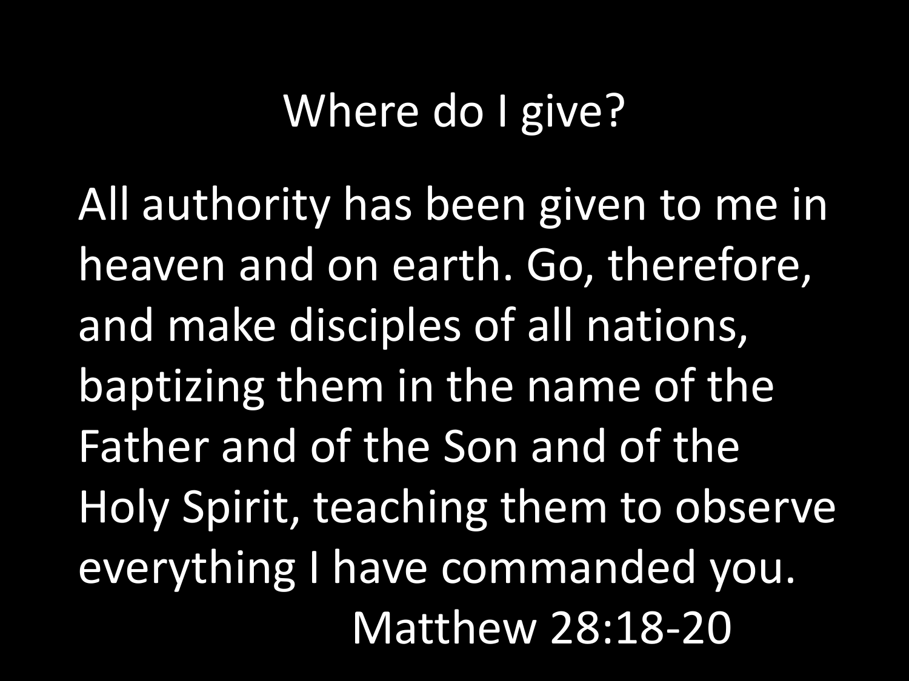# Where do I give?

All authority has been given to me in heaven and on earth. Go, therefore, and make disciples of all nations, baptizing them in the name of the Father and of the Son and of the Holy Spirit, teaching them to observe everything I have commanded you.

Matthew 28:18-20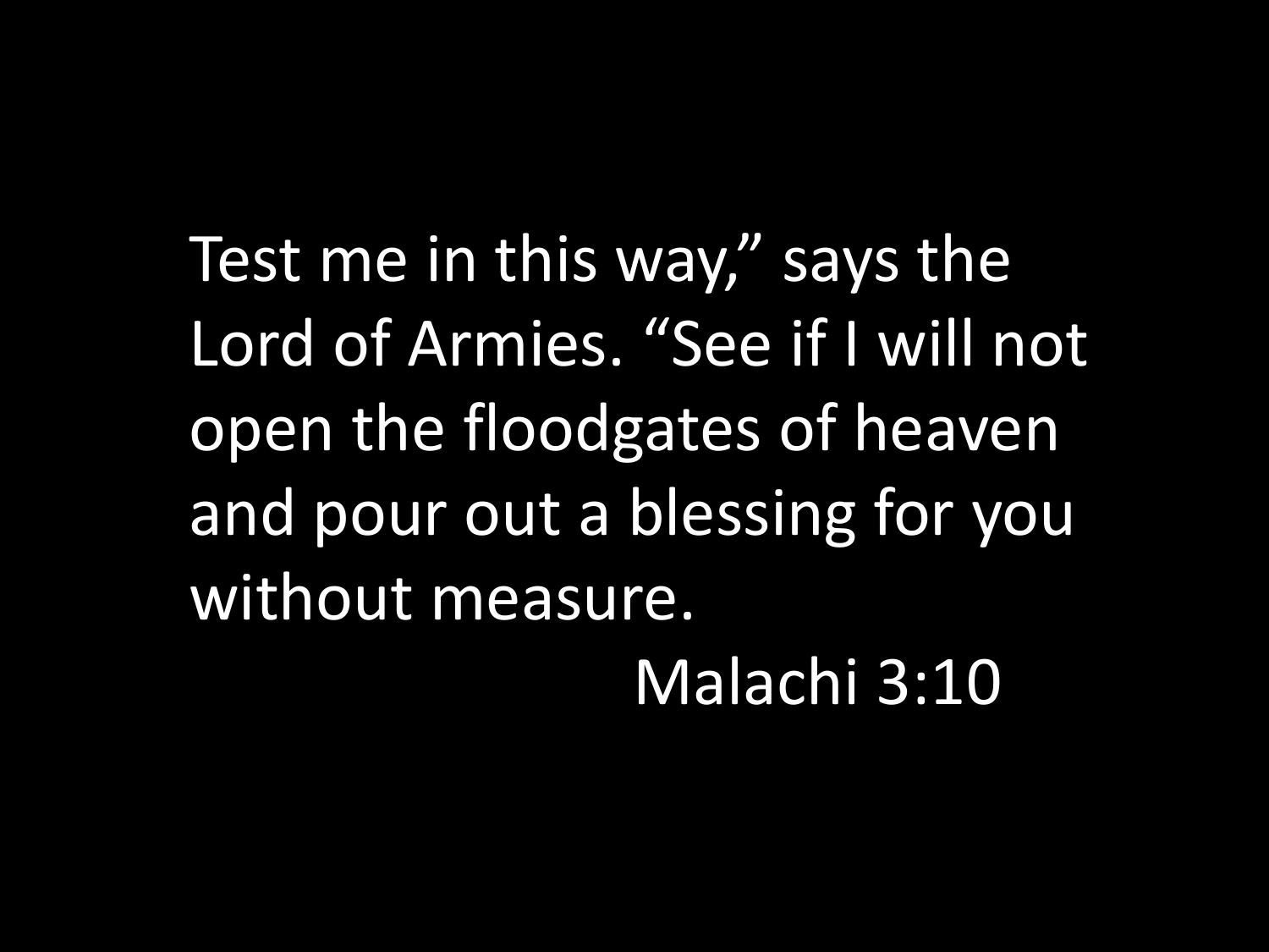Test me in this way,” says the Lord of Armies. “See if I will not open the floodgates of heaven and pour out a blessing for you without measure.

Malachi 3:10